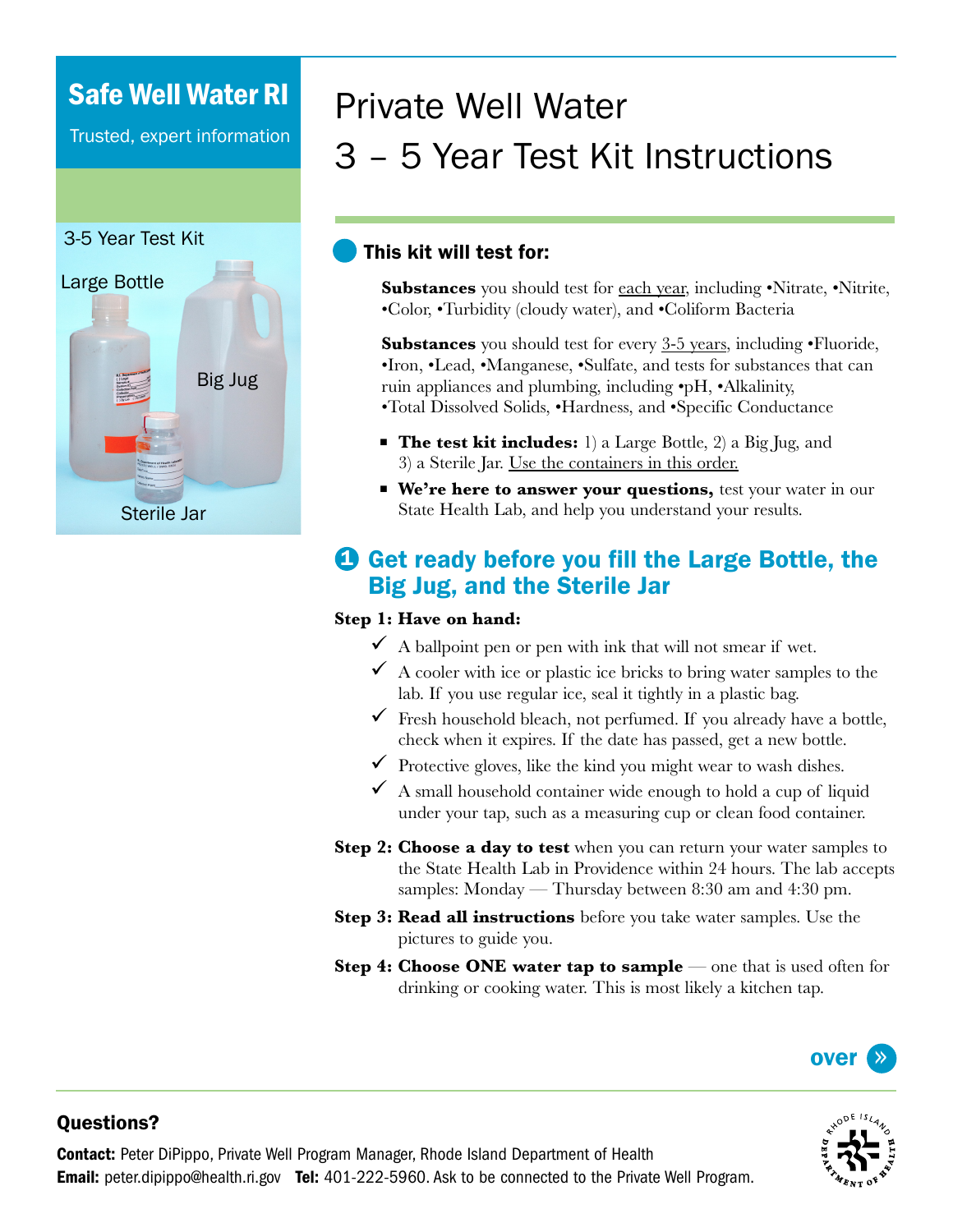**Safe Well Water RI**

Trusted, expert information

3-5 Year Test Kit

Large Bottle

Big Jug

Sterile Jar

# Private Well Water
# 3 – 5 Year Test Kit Instructions

## This kit will test for:

**Substances** you should test for each year, including •Nitrate, •Nitrite, •Color, •Turbidity (cloudy water), and •Coliform Bacteria

**Substances** you should test for every 3-5 years, including •Fluoride, •Iron, •Lead, •Manganese, •Sulfate, and tests for substances that can ruin appliances and plumbing, including •pH, •Alkalinity, •Total Dissolved Solids, •Hardness, and •Specific Conductance

- **The test kit includes:** 1) a Large Bottle, 2) a Big Jug, and 3) a Sterile Jar. Use the containers in this order.
- **We're here to answer your questions,** test your water in our State Health Lab, and help you understand your results.

## 1 Get ready before you fill the Large Bottle, the Big Jug, and the Sterile Jar

**Step 1: Have on hand:**

- ✓ A ballpoint pen or pen with ink that will not smear if wet.
- ✓ A cooler with ice or plastic ice bricks to bring water samples to the lab. If you use regular ice, seal it tightly in a plastic bag.
- ✓ Fresh household bleach, not perfumed. If you already have a bottle, check when it expires. If the date has passed, get a new bottle.
- ✓ Protective gloves, like the kind you might wear to wash dishes.
- ✓ A small household container wide enough to hold a cup of liquid under your tap, such as a measuring cup or clean food container.

**Step 2: Choose a day to test** when you can return your water samples to the State Health Lab in Providence within 24 hours. The lab accepts samples: Monday — Thursday between 8:30 am and 4:30 pm.

**Step 3: Read all instructions** before you take water samples. Use the pictures to guide you.

**Step 4: Choose ONE water tap to sample** — one that is used often for drinking or cooking water. This is most likely a kitchen tap.

over »

**Questions?**

**Contact:** Peter DiPippo, Private Well Program Manager, Rhode Island Department of Health
**Email:** peter.dipippo@health.ri.gov **Tel:** 401-222-5960. Ask to be connected to the Private Well Program.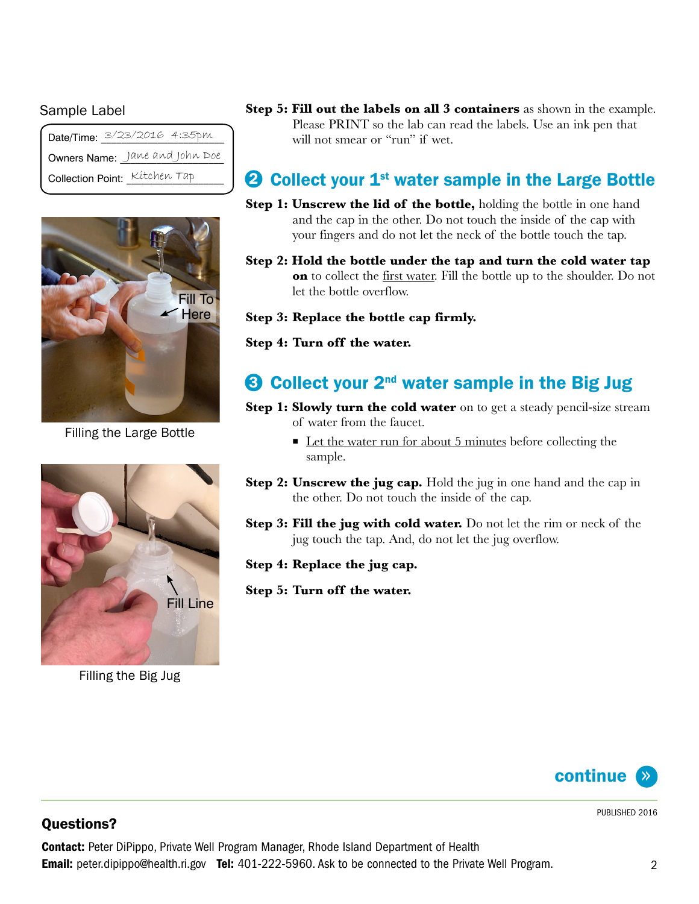Sample Label

Date/Time: 3/23/2016 4:35pm
Owners Name: Jane and John Doe
Collection Point: Kitchen Tap

Filling the Large Bottle

Filling the Big Jug

**Step 5: Fill out the labels on all 3 containers** as shown in the example. Please PRINT so the lab can read the labels. Use an ink pen that will not smear or "run" if wet.

## ❷ Collect your 1st water sample in the Large Bottle

**Step 1: Unscrew the lid of the bottle,** holding the bottle in one hand and the cap in the other. Do not touch the inside of the cap with your fingers and do not let the neck of the bottle touch the tap.

**Step 2: Hold the bottle under the tap and turn the cold water tap on** to collect the first water. Fill the bottle up to the shoulder. Do not let the bottle overflow.

**Step 3: Replace the bottle cap firmly.**

**Step 4: Turn off the water.**

## ❸ Collect your 2nd water sample in the Big Jug

**Step 1: Slowly turn the cold water** on to get a steady pencil-size stream of water from the faucet.

- Let the water run for about 5 minutes before collecting the sample.

**Step 2: Unscrew the jug cap.** Hold the jug in one hand and the cap in the other. Do not touch the inside of the cap.

**Step 3: Fill the jug with cold water.** Do not let the rim or neck of the jug touch the tap. And, do not let the jug overflow.

**Step 4: Replace the jug cap.**

**Step 5: Turn off the water.**

continue »

PUBLISHED 2016

**Questions?**

**Contact:** Peter DiPippo, Private Well Program Manager, Rhode Island Department of Health
**Email:** peter.dipippo@health.ri.gov **Tel:** 401-222-5960. Ask to be connected to the Private Well Program.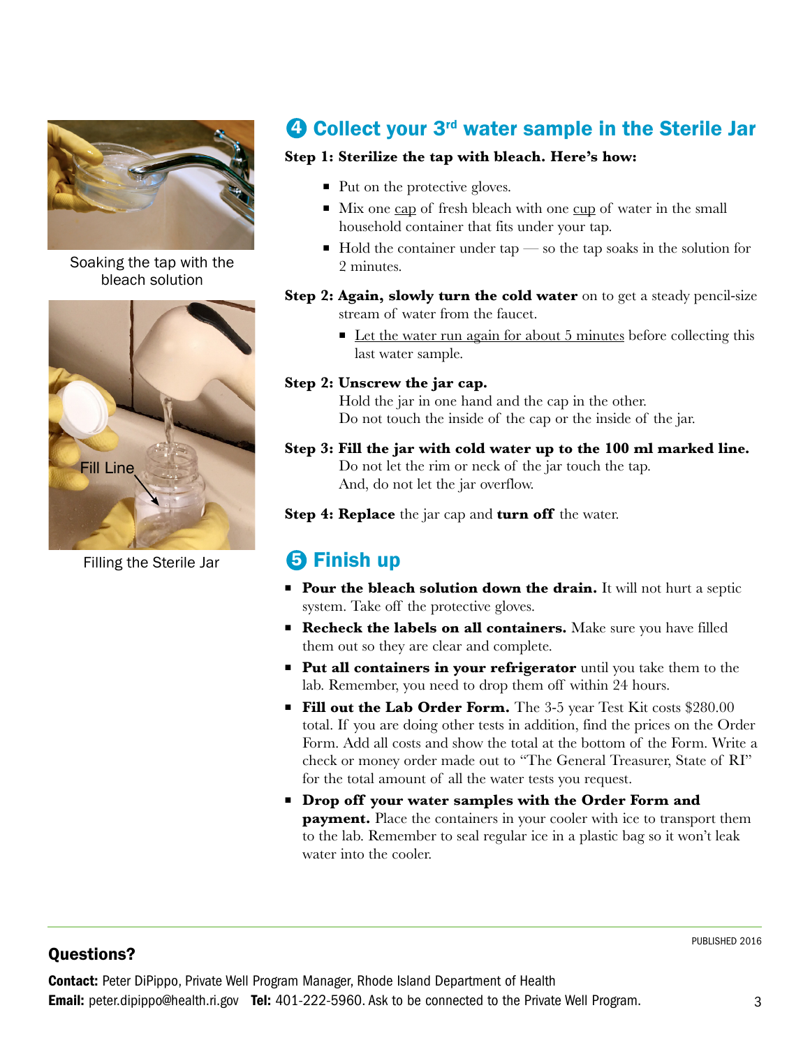Soaking the tap with the bleach solution

Filling the Sterile Jar

Fill Line

## ❹ Collect your 3rd water sample in the Sterile Jar

**Step 1: Sterilize the tap with bleach. Here's how:**

- Put on the protective gloves.
- Mix one <u>cap</u> of fresh bleach with one <u>cup</u> of water in the small household container that fits under your tap.
- Hold the container under tap — so the tap soaks in the solution for 2 minutes.

**Step 2: Again, slowly turn the cold water** on to get a steady pencil-size stream of water from the faucet.

- <u>Let the water run again for about 5 minutes</u> before collecting this last water sample.

**Step 2: Unscrew the jar cap.**
Hold the jar in one hand and the cap in the other.
Do not touch the inside of the cap or the inside of the jar.

**Step 3: Fill the jar with cold water up to the 100 ml marked line.**
Do not let the rim or neck of the jar touch the tap.
And, do not let the jar overflow.

**Step 4: Replace** the jar cap and **turn off** the water.

## ❺ Finish up

- **Pour the bleach solution down the drain.** It will not hurt a septic system. Take off the protective gloves.
- **Recheck the labels on all containers.** Make sure you have filled them out so they are clear and complete.
- **Put all containers in your refrigerator** until you take them to the lab. Remember, you need to drop them off within 24 hours.
- **Fill out the Lab Order Form.** The 3-5 year Test Kit costs $280.00 total. If you are doing other tests in addition, find the prices on the Order Form. Add all costs and show the total at the bottom of the Form. Write a check or money order made out to "The General Treasurer, State of RI" for the total amount of all the water tests you request.
- **Drop off your water samples with the Order Form and payment.** Place the containers in your cooler with ice to transport them to the lab. Remember to seal regular ice in a plastic bag so it won't leak water into the cooler.

PUBLISHED 2016

### Questions?

**Contact:** Peter DiPippo, Private Well Program Manager, Rhode Island Department of Health
**Email:** peter.dipippo@health.ri.gov **Tel:** 401-222-5960. Ask to be connected to the Private Well Program.